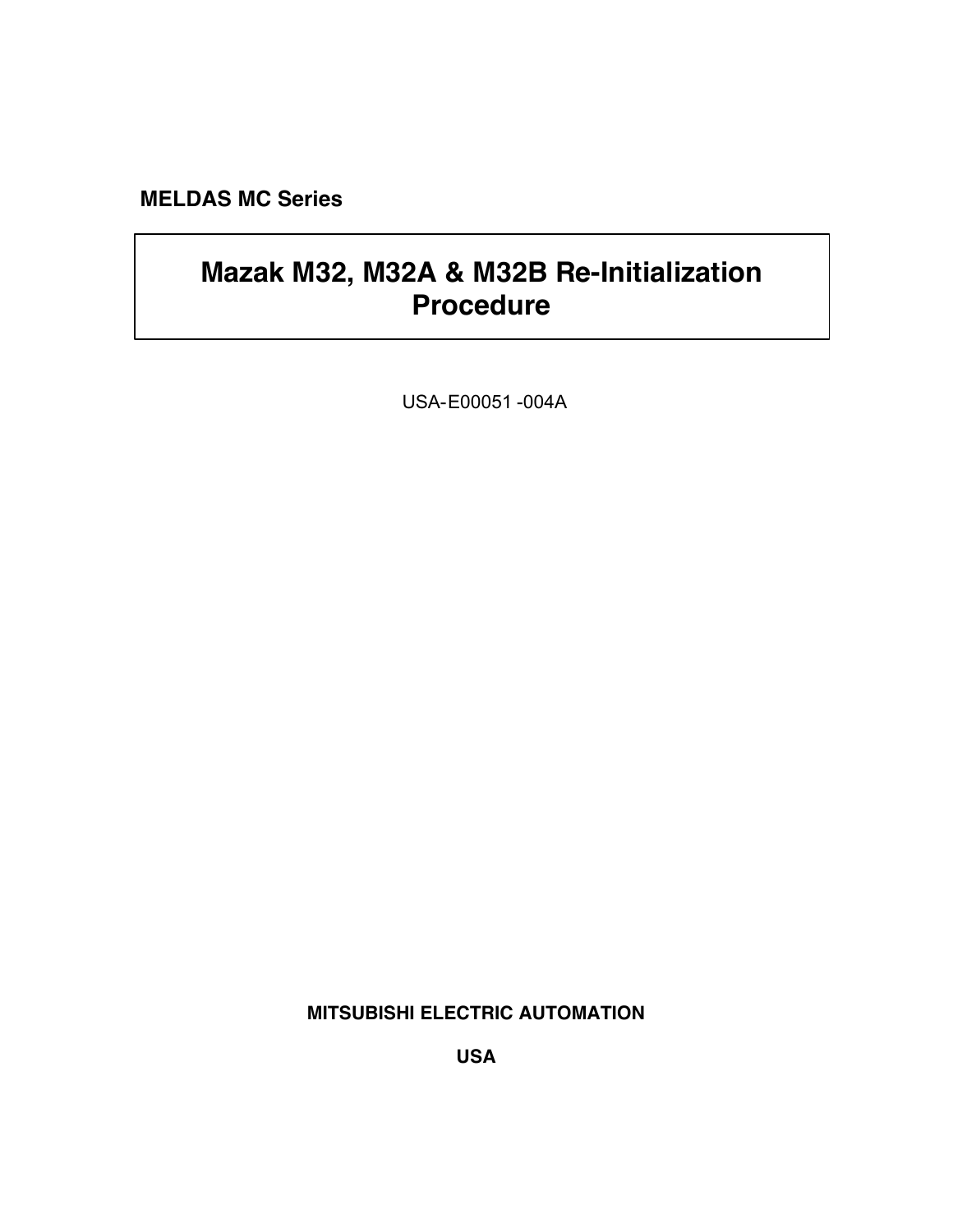**MELDAS MC Series**

# Mazak M32, M32A & M32B Re-Initialization Procedure

USA-E00051 -004A

**MITSUBISHI ELECTRIC AUTOMATION**

**USA**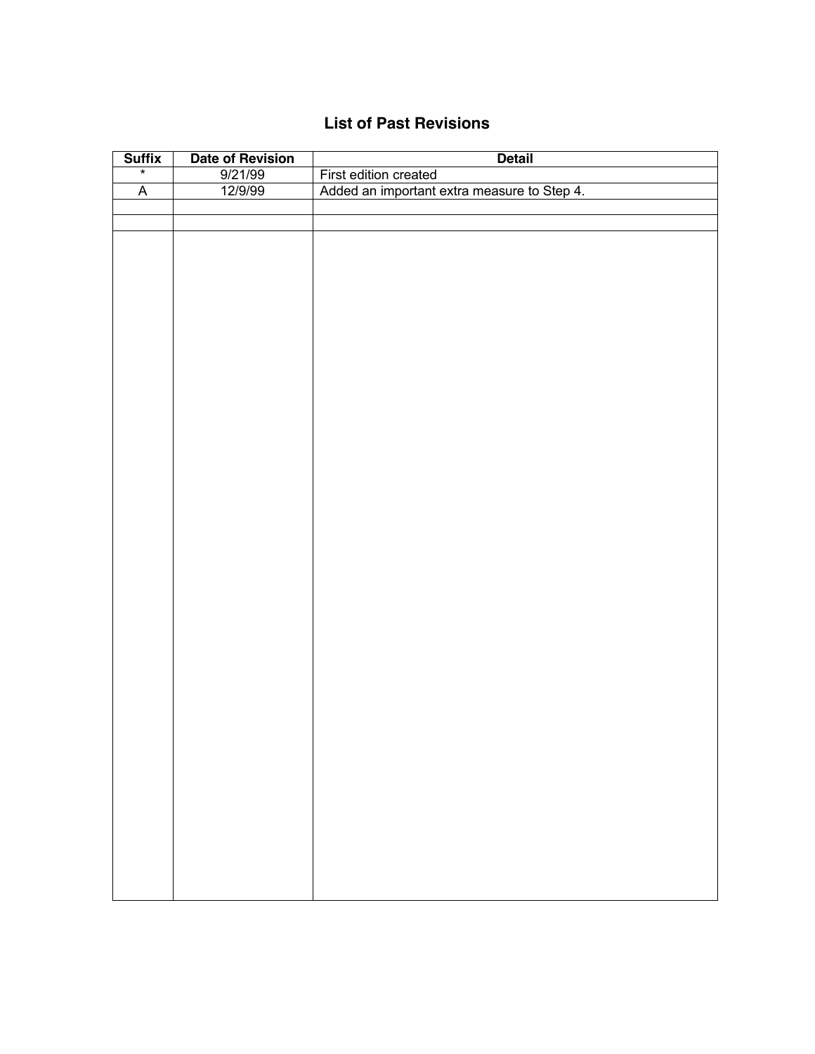# List of Past Revisions

| Suffix | Date of Revision | Detail |
|---|---|---|
| * | 9/21/99 | First edition created |
| A | 12/9/99 | Added an important extra measure to Step 4. |
| | | |
| | | |
| | | |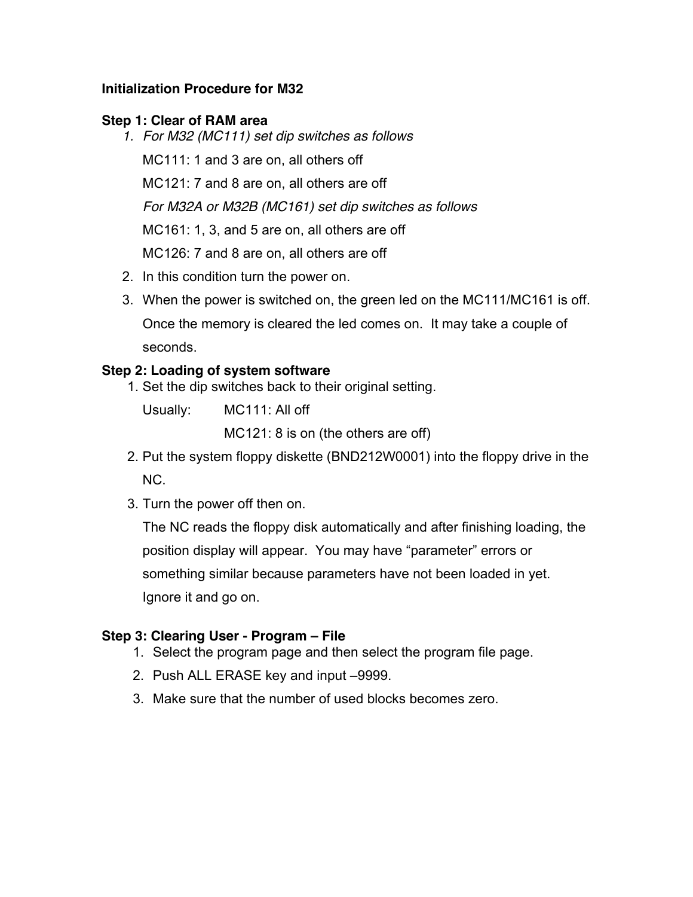**Initialization Procedure for M32**

**Step 1: Clear of RAM area**

1. *For M32 (MC111) set dip switches as follows*

   MC111: 1 and 3 are on, all others off

   MC121: 7 and 8 are on, all others are off

   *For M32A or M32B (MC161) set dip switches as follows*

   MC161: 1, 3, and 5 are on, all others are off

   MC126: 7 and 8 are on, all others are off

2. In this condition turn the power on.
3. When the power is switched on, the green led on the MC111/MC161 is off. Once the memory is cleared the led comes on. It may take a couple of seconds.

**Step 2: Loading of system software**

1. Set the dip switches back to their original setting.

   Usually: MC111: All off

   MC121: 8 is on (the others are off)

2. Put the system floppy diskette (BND212W0001) into the floppy drive in the NC.
3. Turn the power off then on.

   The NC reads the floppy disk automatically and after finishing loading, the position display will appear. You may have “parameter” errors or something similar because parameters have not been loaded in yet. Ignore it and go on.

**Step 3: Clearing User - Program – File**

1. Select the program page and then select the program file page.
2. Push ALL ERASE key and input –9999.
3. Make sure that the number of used blocks becomes zero.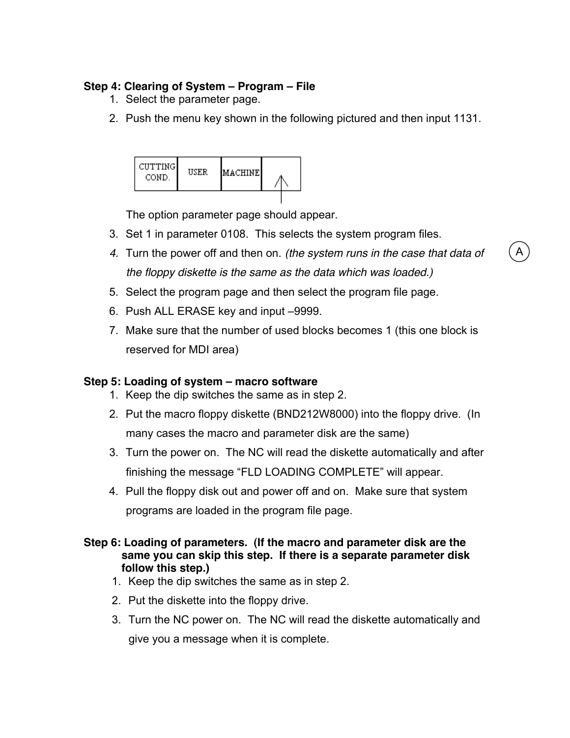**Step 4: Clearing of System – Program – File**

1. Select the parameter page.
2. Push the menu key shown in the following pictured and then input 1131.

| CUTTING COND. | USER | MACHINE | ↑ |
|---|---|---|---|

   The option parameter page should appear.

3. Set 1 in parameter 0108. This selects the system program files.
4. Turn the power off and then on. *(the system runs in the case that data of the floppy diskette is the same as the data which was loaded.)*
5. Select the program page and then select the program file page.
6. Push ALL ERASE key and input –9999.
7. Make sure that the number of used blocks becomes 1 (this one block is reserved for MDI area)

A

**Step 5: Loading of system – macro software**

1. Keep the dip switches the same as in step 2.
2. Put the macro floppy diskette (BND212W8000) into the floppy drive. (In many cases the macro and parameter disk are the same)
3. Turn the power on. The NC will read the diskette automatically and after finishing the message "FLD LOADING COMPLETE" will appear.
4. Pull the floppy disk out and power off and on. Make sure that system programs are loaded in the program file page.

**Step 6: Loading of parameters. (If the macro and parameter disk are the same you can skip this step. If there is a separate parameter disk follow this step.)**

1. Keep the dip switches the same as in step 2.
2. Put the diskette into the floppy drive.
3. Turn the NC power on. The NC will read the diskette automatically and give you a message when it is complete.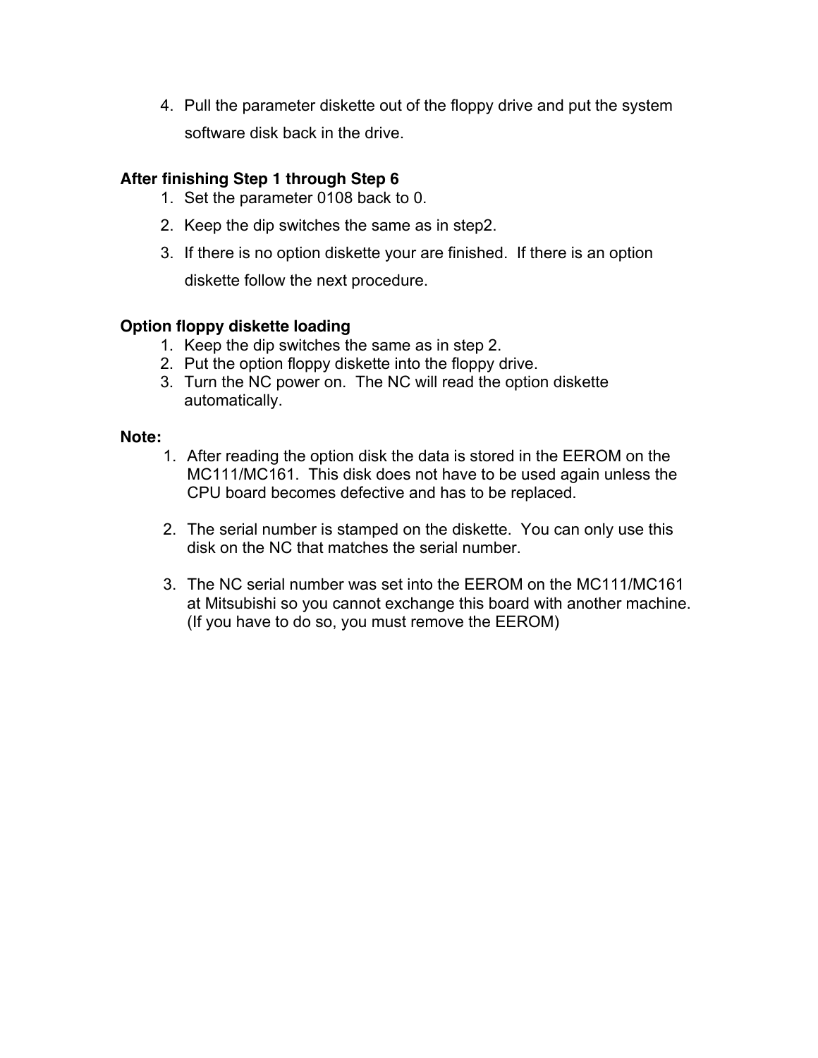4. Pull the parameter diskette out of the floppy drive and put the system software disk back in the drive.

**After finishing Step 1 through Step 6**

1. Set the parameter 0108 back to 0.
2. Keep the dip switches the same as in step2.
3. If there is no option diskette your are finished.  If there is an option diskette follow the next procedure.

**Option floppy diskette loading**

1. Keep the dip switches the same as in step 2.
2. Put the option floppy diskette into the floppy drive.
3. Turn the NC power on.  The NC will read the option diskette automatically.

**Note:**

1. After reading the option disk the data is stored in the EEROM on the MC111/MC161.  This disk does not have to be used again unless the CPU board becomes defective and has to be replaced.

2. The serial number is stamped on the diskette.  You can only use this disk on the NC that matches the serial number.

3. The NC serial number was set into the EEROM on the MC111/MC161 at Mitsubishi so you cannot exchange this board with another machine. (If you have to do so, you must remove the EEROM)